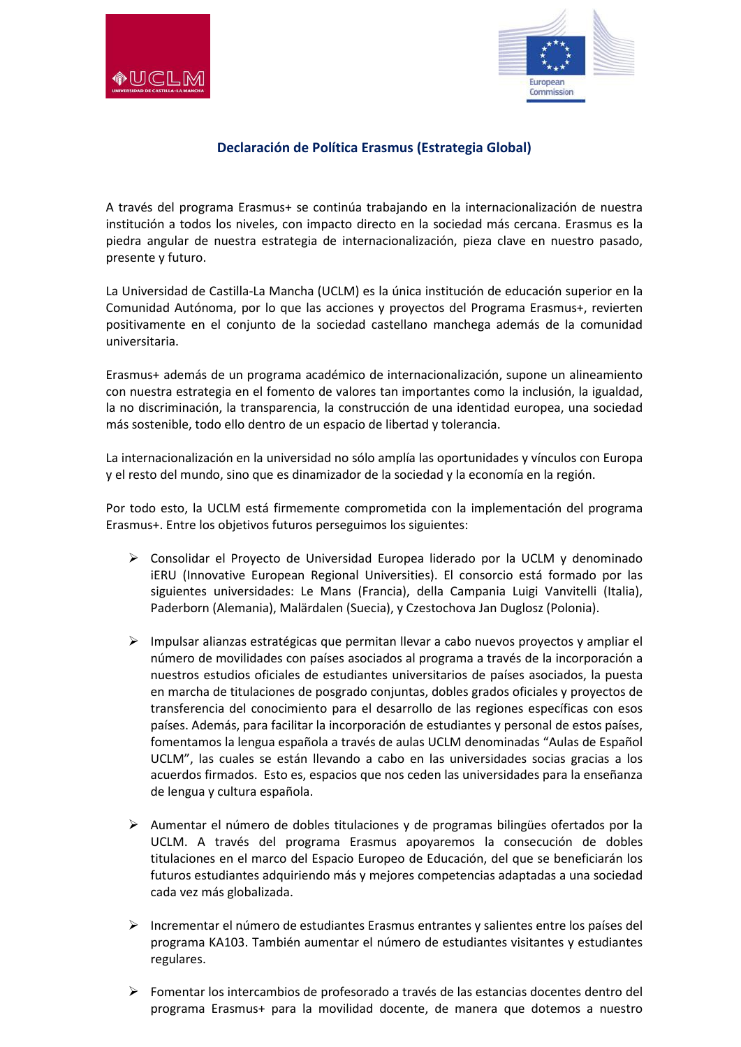## Declaración de Política Erasmus (Estrategia Global)

A través del programa Erasmus+ se continúa trabajando en la internacionalización de nuestra institución a todos los niveles, con impacto directo en la sociedad más cercana. Erasmus es la piedra angular de nuestra estrategia de internacionalización, pieza clave en nuestro pasado, presente y futuro.

La Universidad de Castilla-La Mancha (UCLM) es la única institución de educación superior en la Comunidad Autónoma, por lo que las acciones y proyectos del Programa Erasmus+, revierten positivamente en el conjunto de la sociedad castellano manchega además de la comunidad universitaria.

Erasmus+ además de un programa académico de internacionalización, supone un alineamiento con nuestra estrategia en el fomento de valores tan importantes como la inclusión, la igualdad, la no discriminación, la transparencia, la construcción de una identidad europea, una sociedad más sostenible, todo ello dentro de un espacio de libertad y tolerancia.

La internacionalización en la universidad no sólo amplía las oportunidades y vínculos con Europa y el resto del mundo, sino que es dinamizador de la sociedad y la economía en la región.

Por todo esto, la UCLM está firmemente comprometida con la implementación del programa Erasmus+. Entre los objetivos futuros perseguimos los siguientes:

- Consolidar el Proyecto de Universidad Europea liderado por la UCLM y denominado iERU (Innovative European Regional Universities). El consorcio está formado por las siguientes universidades: Le Mans (Francia), della Campania Luigi Vanvitelli (Italia), Paderborn (Alemania), Malärdalen (Suecia), y Czestochova Jan Duglosz (Polonia).

- Impulsar alianzas estratégicas que permitan llevar a cabo nuevos proyectos y ampliar el número de movilidades con países asociados al programa a través de la incorporación a nuestros estudios oficiales de estudiantes universitarios de países asociados, la puesta en marcha de titulaciones de posgrado conjuntas, dobles grados oficiales y proyectos de transferencia del conocimiento para el desarrollo de las regiones específicas con esos países. Además, para facilitar la incorporación de estudiantes y personal de estos países, fomentamos la lengua española a través de aulas UCLM denominadas "Aulas de Español UCLM", las cuales se están llevando a cabo en las universidades socias gracias a los acuerdos firmados. Esto es, espacios que nos ceden las universidades para la enseñanza de lengua y cultura española.

- Aumentar el número de dobles titulaciones y de programas bilingües ofertados por la UCLM. A través del programa Erasmus apoyaremos la consecución de dobles titulaciones en el marco del Espacio Europeo de Educación, del que se beneficiarán los futuros estudiantes adquiriendo más y mejores competencias adaptadas a una sociedad cada vez más globalizada.

- Incrementar el número de estudiantes Erasmus entrantes y salientes entre los países del programa KA103. También aumentar el número de estudiantes visitantes y estudiantes regulares.

- Fomentar los intercambios de profesorado a través de las estancias docentes dentro del programa Erasmus+ para la movilidad docente, de manera que dotemos a nuestro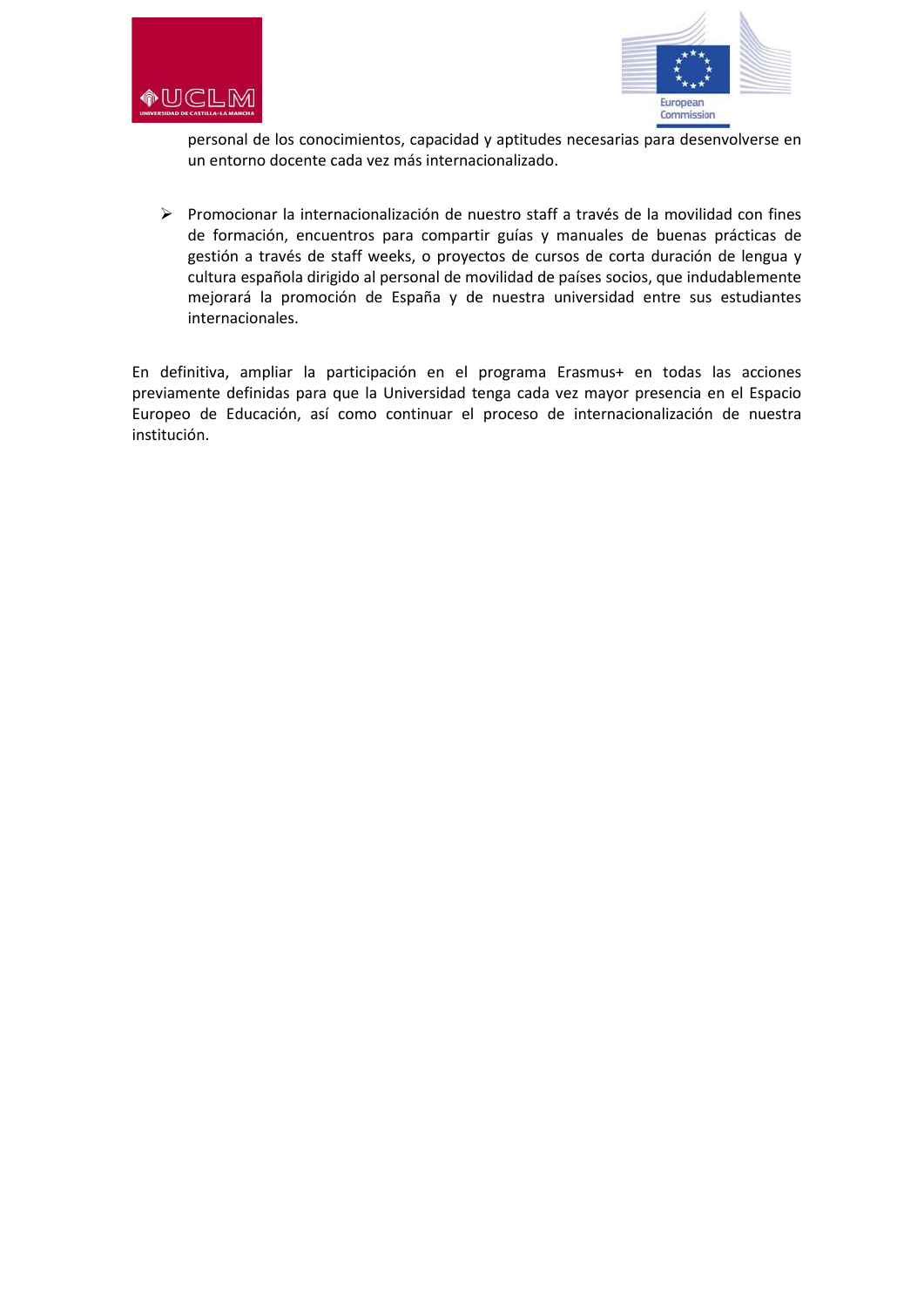personal de los conocimientos, capacidad y aptitudes necesarias para desenvolverse en un entorno docente cada vez más internacionalizado.

- Promocionar la internacionalización de nuestro staff a través de la movilidad con fines de formación, encuentros para compartir guías y manuales de buenas prácticas de gestión a través de staff weeks, o proyectos de cursos de corta duración de lengua y cultura española dirigido al personal de movilidad de países socios, que indudablemente mejorará la promoción de España y de nuestra universidad entre sus estudiantes internacionales.

En definitiva, ampliar la participación en el programa Erasmus+ en todas las acciones previamente definidas para que la Universidad tenga cada vez mayor presencia en el Espacio Europeo de Educación, así como continuar el proceso de internacionalización de nuestra institución.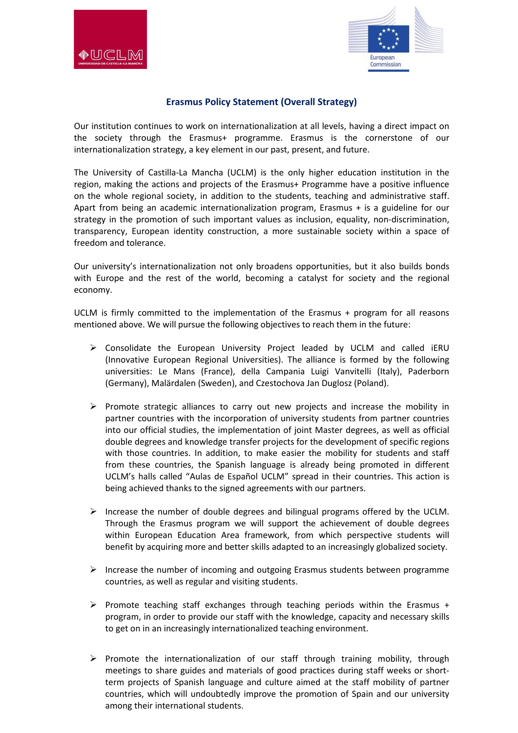## Erasmus Policy Statement (Overall Strategy)

Our institution continues to work on internationalization at all levels, having a direct impact on the society through the Erasmus+ programme. Erasmus is the cornerstone of our internationalization strategy, a key element in our past, present, and future.

The University of Castilla-La Mancha (UCLM) is the only higher education institution in the region, making the actions and projects of the Erasmus+ Programme have a positive influence on the whole regional society, in addition to the students, teaching and administrative staff. Apart from being an academic internationalization program, Erasmus + is a guideline for our strategy in the promotion of such important values as inclusion, equality, non-discrimination, transparency, European identity construction, a more sustainable society within a space of freedom and tolerance.

Our university's internationalization not only broadens opportunities, but it also builds bonds with Europe and the rest of the world, becoming a catalyst for society and the regional economy.

UCLM is firmly committed to the implementation of the Erasmus + program for all reasons mentioned above. We will pursue the following objectives to reach them in the future:

- Consolidate the European University Project leaded by UCLM and called iERU (Innovative European Regional Universities). The alliance is formed by the following universities: Le Mans (France), della Campania Luigi Vanvitelli (Italy), Paderborn (Germany), Malärdalen (Sweden), and Czestochova Jan Duglosz (Poland).

- Promote strategic alliances to carry out new projects and increase the mobility in partner countries with the incorporation of university students from partner countries into our official studies, the implementation of joint Master degrees, as well as official double degrees and knowledge transfer projects for the development of specific regions with those countries. In addition, to make easier the mobility for students and staff from these countries, the Spanish language is already being promoted in different UCLM's halls called "Aulas de Español UCLM" spread in their countries. This action is being achieved thanks to the signed agreements with our partners.

- Increase the number of double degrees and bilingual programs offered by the UCLM. Through the Erasmus program we will support the achievement of double degrees within European Education Area framework, from which perspective students will benefit by acquiring more and better skills adapted to an increasingly globalized society.

- Increase the number of incoming and outgoing Erasmus students between programme countries, as well as regular and visiting students.

- Promote teaching staff exchanges through teaching periods within the Erasmus + program, in order to provide our staff with the knowledge, capacity and necessary skills to get on in an increasingly internationalized teaching environment.

- Promote the internationalization of our staff through training mobility, through meetings to share guides and materials of good practices during staff weeks or short-term projects of Spanish language and culture aimed at the staff mobility of partner countries, which will undoubtedly improve the promotion of Spain and our university among their international students.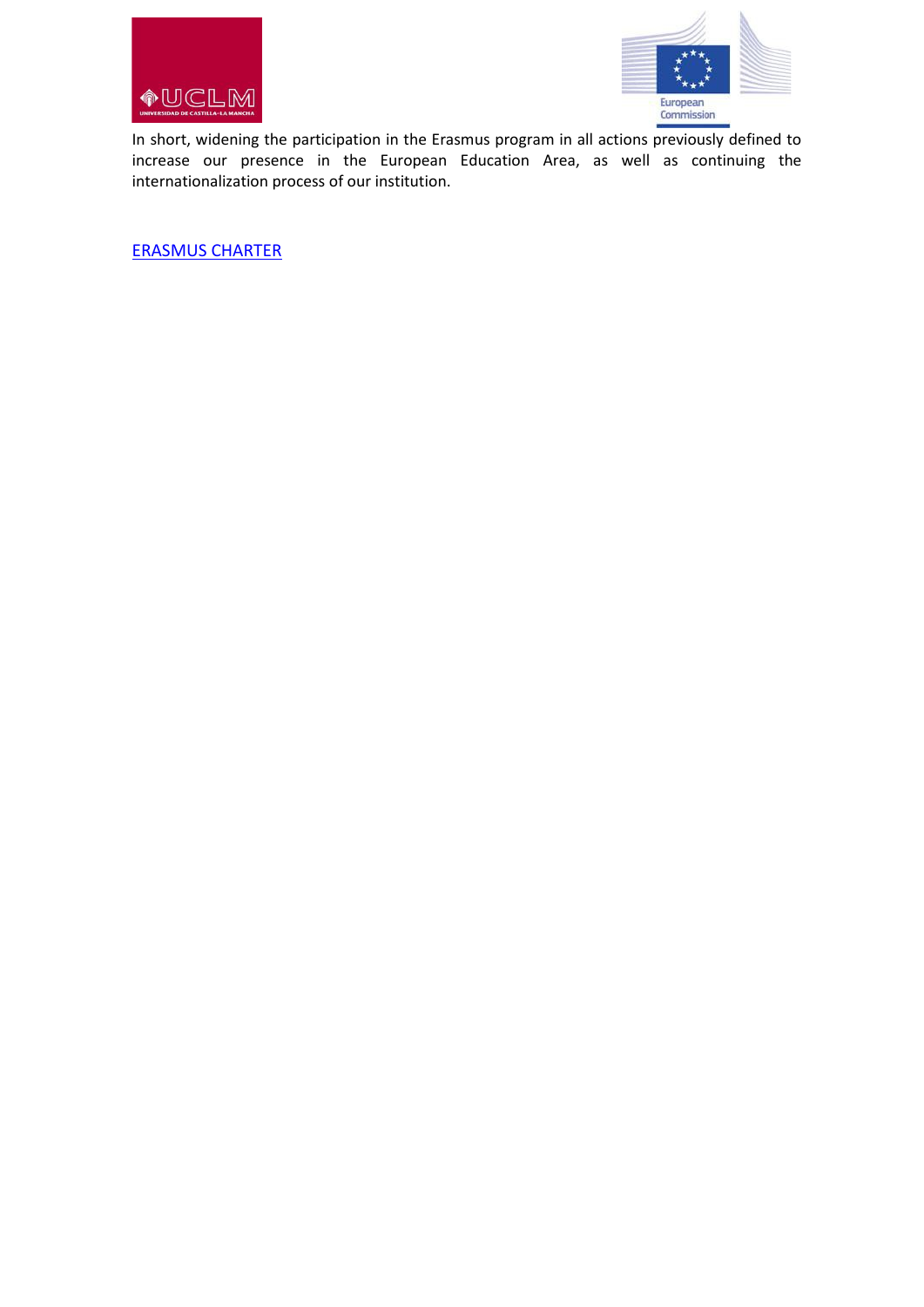In short, widening the participation in the Erasmus program in all actions previously defined to increase our presence in the European Education Area, as well as continuing the internationalization process of our institution.

ERASMUS CHARTER